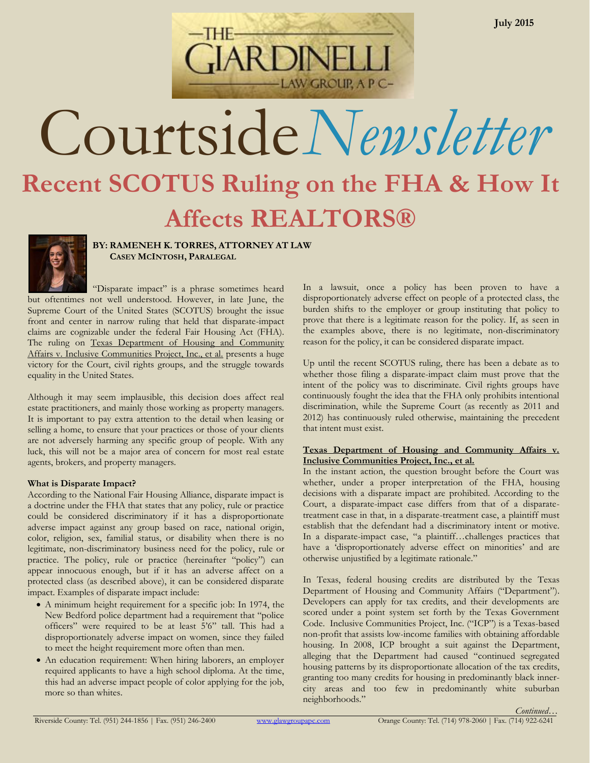July 2015

# Courtside*Newsletter*

# Recent SCOTUS Ruling on the FHA & How It Affects REALTORS®

**BY: RAMENEH K. TORRES, ATTORNEY AT LAW**
**CASEY MCINTOSH, PARALEGAL**

"Disparate impact" is a phrase sometimes heard but oftentimes not well understood. However, in late June, the Supreme Court of the United States (SCOTUS) brought the issue front and center in narrow ruling that held that disparate-impact claims are cognizable under the federal Fair Housing Act (FHA). The ruling on Texas Department of Housing and Community Affairs v. Inclusive Communities Project, Inc., et al. presents a huge victory for the Court, civil rights groups, and the struggle towards equality in the United States.

Although it may seem implausible, this decision does affect real estate practitioners, and mainly those working as property managers. It is important to pay extra attention to the detail when leasing or selling a home, to ensure that your practices or those of your clients are not adversely harming any specific group of people. With any luck, this will not be a major area of concern for most real estate agents, brokers, and property managers.

**What is Disparate Impact?**

According to the National Fair Housing Alliance, disparate impact is a doctrine under the FHA that states that any policy, rule or practice could be considered discriminatory if it has a disproportionate adverse impact against any group based on race, national origin, color, religion, sex, familial status, or disability when there is no legitimate, non-discriminatory business need for the policy, rule or practice. The policy, rule or practice (hereinafter "policy") can appear innocuous enough, but if it has an adverse affect on a protected class (as described above), it can be considered disparate impact. Examples of disparate impact include:

- A minimum height requirement for a specific job: In 1974, the New Bedford police department had a requirement that "police officers" were required to be at least 5'6" tall. This had a disproportionately adverse impact on women, since they failed to meet the height requirement more often than men.
- An education requirement: When hiring laborers, an employer required applicants to have a high school diploma. At the time, this had an adverse impact people of color applying for the job, more so than whites.

In a lawsuit, once a policy has been proven to have a disproportionately adverse effect on people of a protected class, the burden shifts to the employer or group instituting that policy to prove that there is a legitimate reason for the policy. If, as seen in the examples above, there is no legitimate, non-discriminatory reason for the policy, it can be considered disparate impact.

Up until the recent SCOTUS ruling, there has been a debate as to whether those filing a disparate-impact claim must prove that the intent of the policy was to discriminate. Civil rights groups have continuously fought the idea that the FHA only prohibits intentional discrimination, while the Supreme Court (as recently as 2011 and 2012) has continuously ruled otherwise, maintaining the precedent that intent must exist.

**Texas Department of Housing and Community Affairs v. Inclusive Communities Project, Inc., et al.**

In the instant action, the question brought before the Court was whether, under a proper interpretation of the FHA, housing decisions with a disparate impact are prohibited. According to the Court, a disparate-impact case differs from that of a disparate-treatment case in that, in a disparate-treatment case, a plaintiff must establish that the defendant had a discriminatory intent or motive. In a disparate-impact case, "a plaintiff…challenges practices that have a 'disproportionately adverse effect on minorities' and are otherwise unjustified by a legitimate rationale."

In Texas, federal housing credits are distributed by the Texas Department of Housing and Community Affairs ("Department"). Developers can apply for tax credits, and their developments are scored under a point system set forth by the Texas Government Code. Inclusive Communities Project, Inc. ("ICP") is a Texas-based non-profit that assists low-income families with obtaining affordable housing. In 2008, ICP brought a suit against the Department, alleging that the Department had caused "continued segregated housing patterns by its disproportionate allocation of the tax credits, granting too many credits for housing in predominantly black inner-city areas and too few in predominantly white suburban neighborhoods."

*Continued…*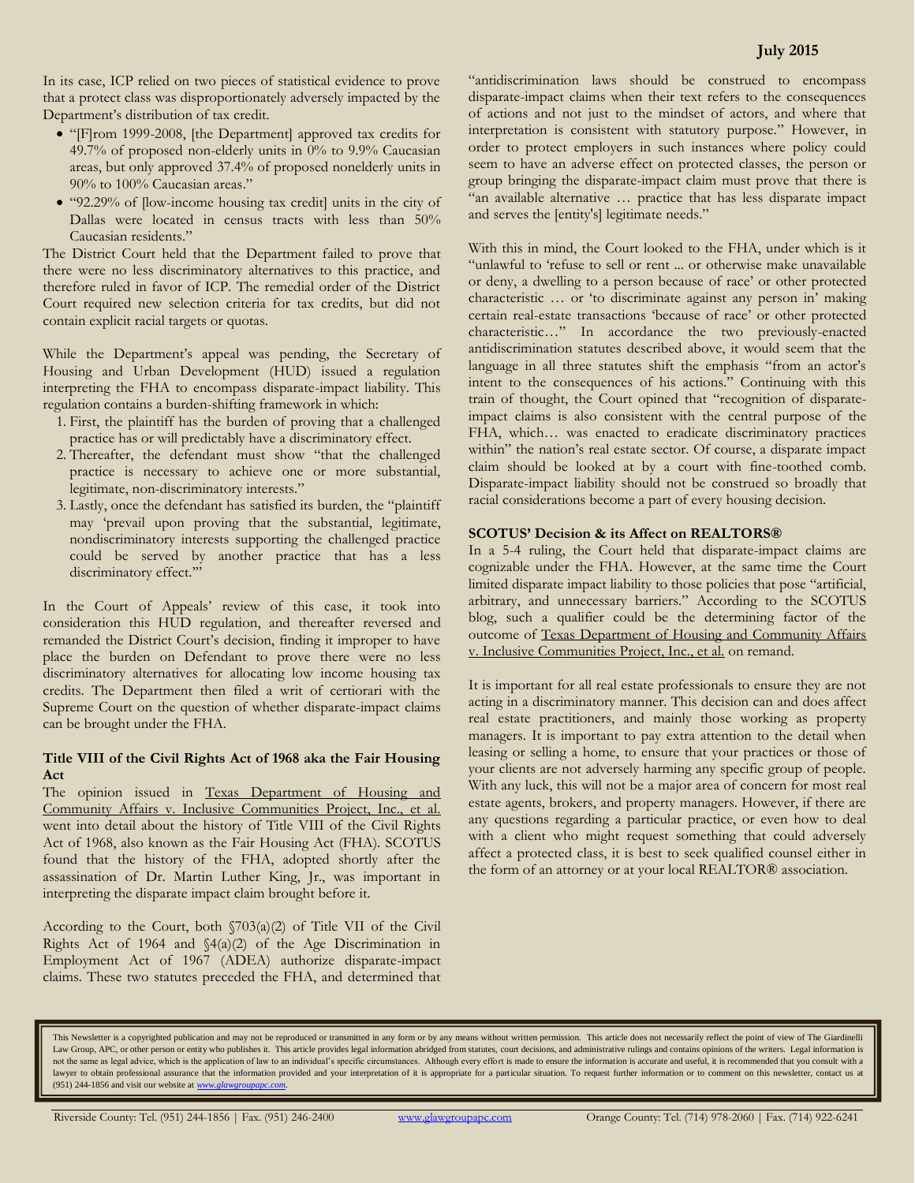In its case, ICP relied on two pieces of statistical evidence to prove that a protect class was disproportionately adversely impacted by the Department's distribution of tax credit.

- "[F]rom 1999-2008, [the Department] approved tax credits for 49.7% of proposed non-elderly units in 0% to 9.9% Caucasian areas, but only approved 37.4% of proposed nonelderly units in 90% to 100% Caucasian areas."
- "92.29% of [low-income housing tax credit] units in the city of Dallas were located in census tracts with less than 50% Caucasian residents."

The District Court held that the Department failed to prove that there were no less discriminatory alternatives to this practice, and therefore ruled in favor of ICP. The remedial order of the District Court required new selection criteria for tax credits, but did not contain explicit racial targets or quotas.

While the Department's appeal was pending, the Secretary of Housing and Urban Development (HUD) issued a regulation interpreting the FHA to encompass disparate-impact liability. This regulation contains a burden-shifting framework in which:

1. First, the plaintiff has the burden of proving that a challenged practice has or will predictably have a discriminatory effect.
2. Thereafter, the defendant must show "that the challenged practice is necessary to achieve one or more substantial, legitimate, non-discriminatory interests."
3. Lastly, once the defendant has satisfied its burden, the "plaintiff may 'prevail upon proving that the substantial, legitimate, nondiscriminatory interests supporting the challenged practice could be served by another practice that has a less discriminatory effect.'"

In the Court of Appeals' review of this case, it took into consideration this HUD regulation, and thereafter reversed and remanded the District Court's decision, finding it improper to have place the burden on Defendant to prove there were no less discriminatory alternatives for allocating low income housing tax credits. The Department then filed a writ of certiorari with the Supreme Court on the question of whether disparate-impact claims can be brought under the FHA.

**Title VIII of the Civil Rights Act of 1968 aka the Fair Housing Act**

The opinion issued in Texas Department of Housing and Community Affairs v. Inclusive Communities Project, Inc., et al. went into detail about the history of Title VIII of the Civil Rights Act of 1968, also known as the Fair Housing Act (FHA). SCOTUS found that the history of the FHA, adopted shortly after the assassination of Dr. Martin Luther King, Jr., was important in interpreting the disparate impact claim brought before it.

According to the Court, both §703(a)(2) of Title VII of the Civil Rights Act of 1964 and §4(a)(2) of the Age Discrimination in Employment Act of 1967 (ADEA) authorize disparate-impact claims. These two statutes preceded the FHA, and determined that "antidiscrimination laws should be construed to encompass disparate-impact claims when their text refers to the consequences of actions and not just to the mindset of actors, and where that interpretation is consistent with statutory purpose." However, in order to protect employers in such instances where policy could seem to have an adverse effect on protected classes, the person or group bringing the disparate-impact claim must prove that there is "an available alternative … practice that has less disparate impact and serves the [entity's] legitimate needs."

With this in mind, the Court looked to the FHA, under which is it "unlawful to 'refuse to sell or rent ... or otherwise make unavailable or deny, a dwelling to a person because of race' or other protected characteristic … or 'to discriminate against any person in' making certain real-estate transactions 'because of race' or other protected characteristic…" In accordance the two previously-enacted antidiscrimination statutes described above, it would seem that the language in all three statutes shift the emphasis "from an actor's intent to the consequences of his actions." Continuing with this train of thought, the Court opined that "recognition of disparate-impact claims is also consistent with the central purpose of the FHA, which… was enacted to eradicate discriminatory practices within" the nation's real estate sector. Of course, a disparate impact claim should be looked at by a court with fine-toothed comb. Disparate-impact liability should not be construed so broadly that racial considerations become a part of every housing decision.

**SCOTUS' Decision & its Affect on REALTORS®**

In a 5-4 ruling, the Court held that disparate-impact claims are cognizable under the FHA. However, at the same time the Court limited disparate impact liability to those policies that pose "artificial, arbitrary, and unnecessary barriers." According to the SCOTUS blog, such a qualifier could be the determining factor of the outcome of Texas Department of Housing and Community Affairs v. Inclusive Communities Project, Inc., et al. on remand.

It is important for all real estate professionals to ensure they are not acting in a discriminatory manner. This decision can and does affect real estate practitioners, and mainly those working as property managers. It is important to pay extra attention to the detail when leasing or selling a home, to ensure that your practices or those of your clients are not adversely harming any specific group of people. With any luck, this will not be a major area of concern for most real estate agents, brokers, and property managers. However, if there are any questions regarding a particular practice, or even how to deal with a client who might request something that could adversely affect a protected class, it is best to seek qualified counsel either in the form of an attorney or at your local REALTOR® association.

This Newsletter is a copyrighted publication and may not be reproduced or transmitted in any form or by any means without written permission. This article does not necessarily reflect the point of view of The Giardinelli Law Group, APC, or other person or entity who publishes it. This article provides legal information abridged from statutes, court decisions, and administrative rulings and contains opinions of the writers. Legal information is not the same as legal advice, which is the application of law to an individual's specific circumstances. Although every effort is made to ensure the information is accurate and useful, it is recommended that you consult with a lawyer to obtain professional assurance that the information provided and your interpretation of it is appropriate for a particular situation. To request further information or to comment on this newsletter, contact us at (951) 244-1856 and visit our website at www.glawgroupapc.com.